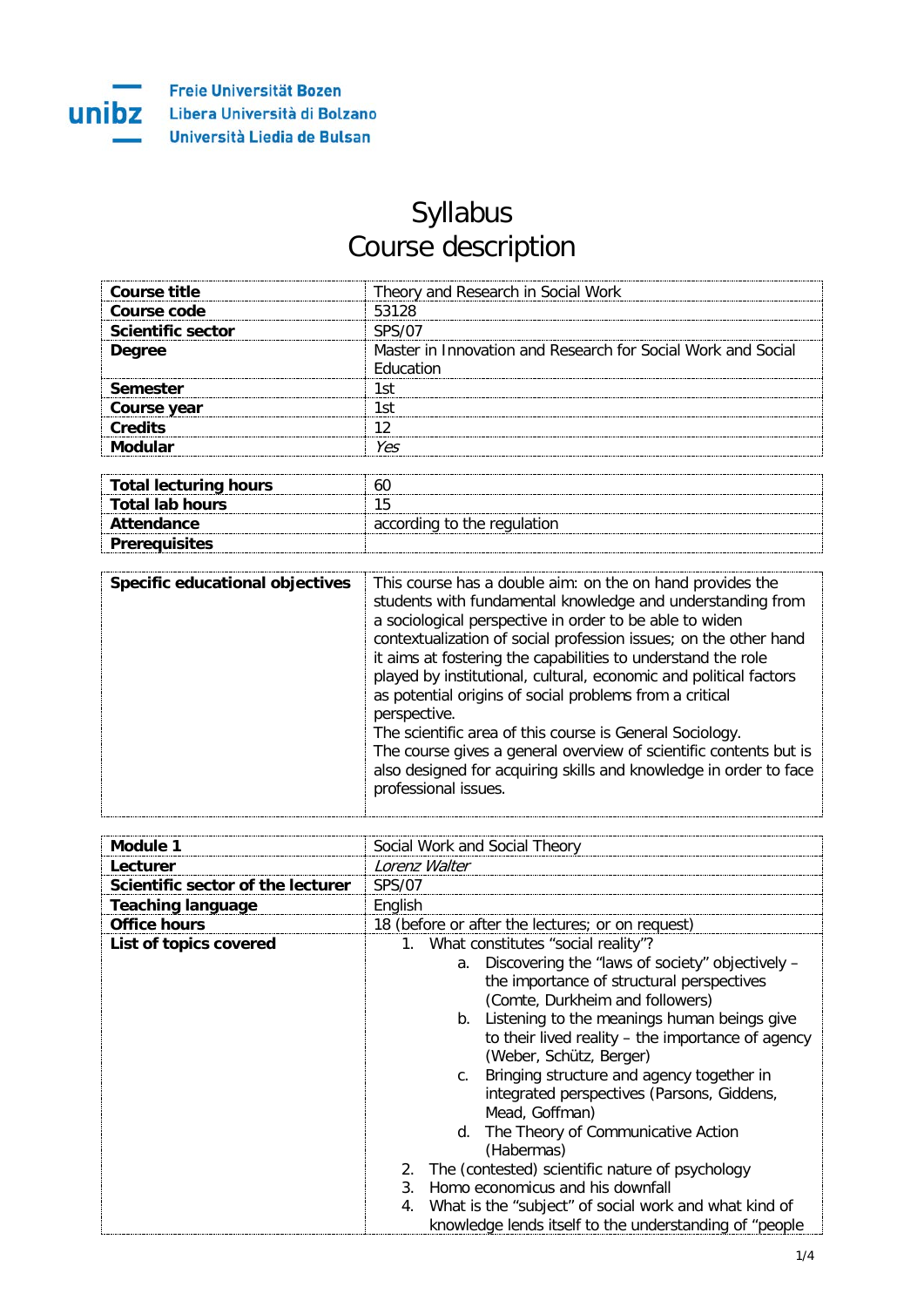Freie Universität Bozen
Libera Università di Bolzano
Università Liedia de Bulsan

# Syllabus
# Course description

| | |
|---|---|
| **Course title** | Theory and Research in Social Work |
| **Course code** | 53128 |
| **Scientific sector** | SPS/07 |
| **Degree** | Master in Innovation and Research for Social Work and Social Education |
| **Semester** | 1st |
| **Course year** | 1st |
| **Credits** | 12 |
| **Modular** | *Yes* |

| | |
|---|---|
| **Total lecturing hours** | 60 |
| **Total lab hours** | 15 |
| **Attendance** | according to the regulation |
| **Prerequisites** | |

| | |
|---|---|
| **Specific educational objectives** | This course has a double aim: on the on hand provides the students with fundamental knowledge and understanding from a sociological perspective in order to be able to widen contextualization of social profession issues; on the other hand it aims at fostering the capabilities to understand the role played by institutional, cultural, economic and political factors as potential origins of social problems from a critical perspective.<br>The scientific area of this course is General Sociology.<br>The course gives a general overview of scientific contents but is also designed for acquiring skills and knowledge in order to face professional issues. |

| | |
|---|---|
| **Module 1** | Social Work and Social Theory |
| **Lecturer** | *Lorenz Walter* |
| **Scientific sector of the lecturer** | SPS/07 |
| **Teaching language** | English |
| **Office hours** | 18 (before or after the lectures; or on request) |
| **List of topics covered** | 1. What constitutes "social reality"?<br>a. Discovering the "laws of society" objectively – the importance of structural perspectives (Comte, Durkheim and followers)<br>b. Listening to the meanings human beings give to their lived reality – the importance of agency (Weber, Schütz, Berger)<br>c. Bringing structure and agency together in integrated perspectives (Parsons, Giddens, Mead, Goffman)<br>d. The Theory of Communicative Action (Habermas)<br>2. The (contested) scientific nature of psychology<br>3. Homo economicus and his downfall<br>4. What is the "subject" of social work and what kind of knowledge lends itself to the understanding of "people |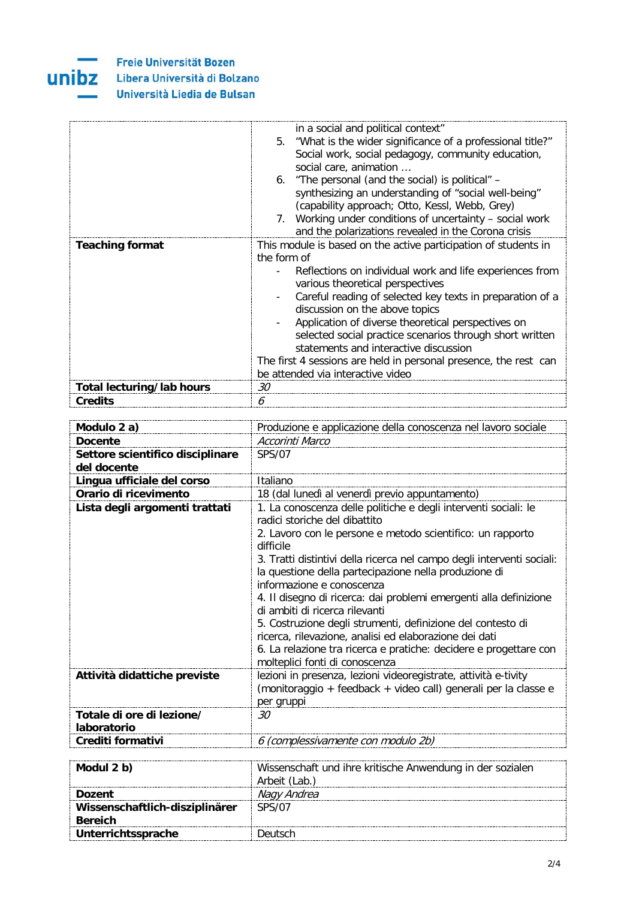| | |
|---|---|
| | in a social and political context"<br>5. "What is the wider significance of a professional title?" Social work, social pedagogy, community education, social care, animation …<br>6. "The personal (and the social) is political" – synthesizing an understanding of "social well-being" (capability approach; Otto, Kessl, Webb, Grey)<br>7. Working under conditions of uncertainty – social work and the polarizations revealed in the Corona crisis |
| **Teaching format** | This module is based on the active participation of students in the form of<br>- Reflections on individual work and life experiences from various theoretical perspectives<br>- Careful reading of selected key texts in preparation of a discussion on the above topics<br>- Application of diverse theoretical perspectives on selected social practice scenarios through short written statements and interactive discussion<br>The first 4 sessions are held in personal presence, the rest can be attended via interactive video |
| **Total lecturing/lab hours** | *30* |
| **Credits** | *6* |

| | |
|---|---|
| **Modulo 2 a)** | Produzione e applicazione della conoscenza nel lavoro sociale |
| **Docente** | *Accorinti Marco* |
| **Settore scientifico disciplinare del docente** | SPS/07 |
| **Lingua ufficiale del corso** | Italiano |
| **Orario di ricevimento** | 18 (dal lunedì al venerdì previo appuntamento) |
| **Lista degli argomenti trattati** | 1. La conoscenza delle politiche e degli interventi sociali: le radici storiche del dibattito<br>2. Lavoro con le persone e metodo scientifico: un rapporto difficile<br>3. Tratti distintivi della ricerca nel campo degli interventi sociali: la questione della partecipazione nella produzione di informazione e conoscenza<br>4. Il disegno di ricerca: dai problemi emergenti alla definizione di ambiti di ricerca rilevanti<br>5. Costruzione degli strumenti, definizione del contesto di ricerca, rilevazione, analisi ed elaborazione dei dati<br>6. La relazione tra ricerca e pratiche: decidere e progettare con molteplici fonti di conoscenza |
| **Attività didattiche previste** | lezioni in presenza, lezioni videoregistrate, attività e-tivity (monitoraggio + feedback + video call) generali per la classe e per gruppi |
| **Totale di ore di lezione/ laboratorio** | *30* |
| **Crediti formativi** | *6 (complessivamente con modulo 2b)* |

| | |
|---|---|
| **Modul 2 b)** | Wissenschaft und ihre kritische Anwendung in der sozialen Arbeit (Lab.) |
| **Dozent** | *Nagy Andrea* |
| **Wissenschaftlich-disziplinärer Bereich** | SPS/07 |
| **Unterrichtssprache** | Deutsch |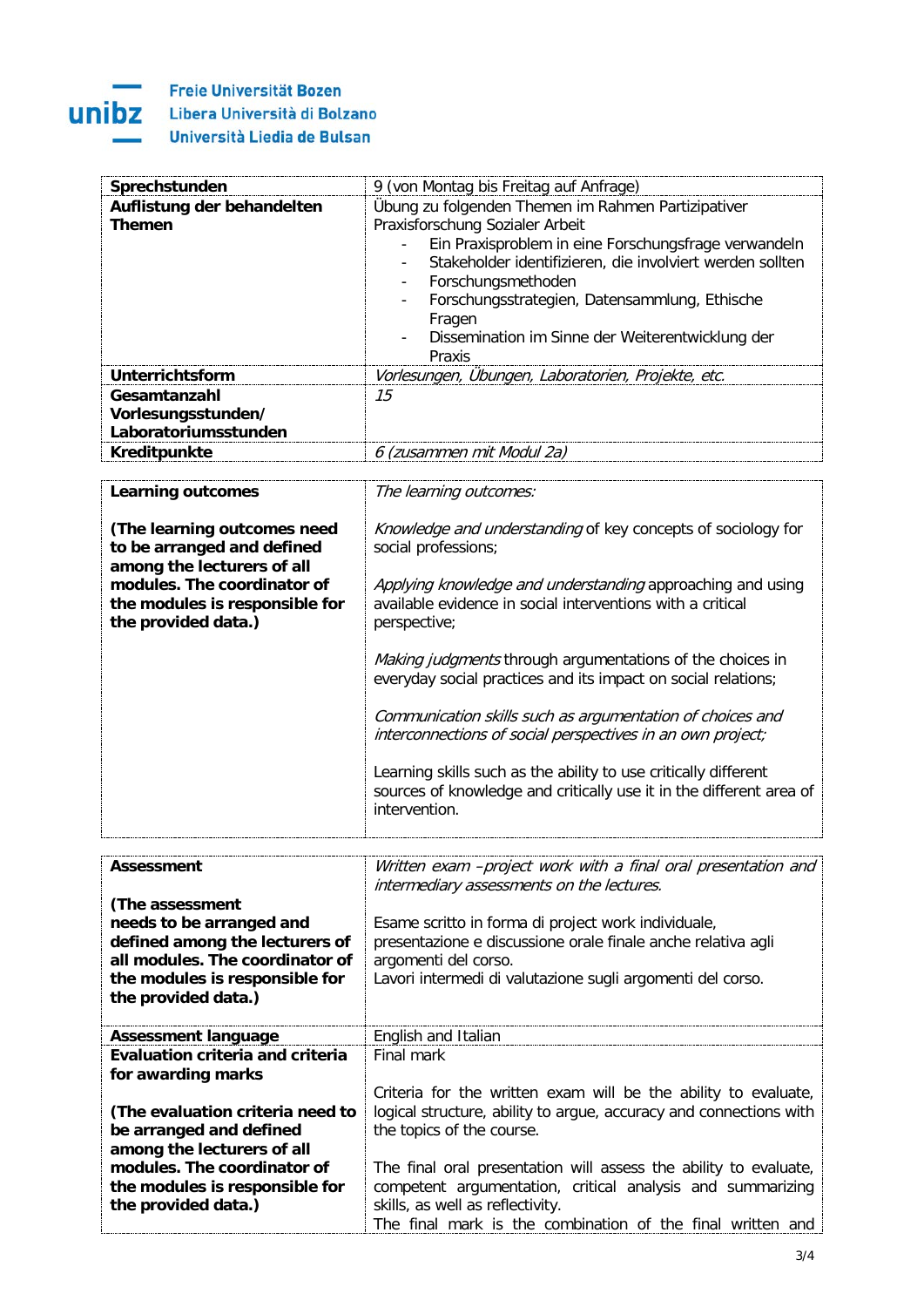| | |
|---|---|
| **Sprechstunden** | 9 (von Montag bis Freitag auf Anfrage) |
| **Auflistung der behandelten Themen** | Übung zu folgenden Themen im Rahmen Partizipativer Praxisforschung Sozialer Arbeit<br>- Ein Praxisproblem in eine Forschungsfrage verwandeln<br>- Stakeholder identifizieren, die involviert werden sollten<br>- Forschungsmethoden<br>- Forschungsstrategien, Datensammlung, Ethische Fragen<br>- Dissemination im Sinne der Weiterentwicklung der Praxis |
| **Unterrichtsform** | *Vorlesungen, Übungen, Laboratorien, Projekte, etc.* |
| **Gesamtanzahl Vorlesungsstunden/ Laboratoriumsstunden** | *15* |
| **Kreditpunkte** | *6 (zusammen mit Modul 2a)* |

| | |
|---|---|
| **Learning outcomes**<br><br>**(The learning outcomes need to be arranged and defined among the lecturers of all modules. The coordinator of the modules is responsible for the provided data.)** | *The learning outcomes:*<br><br>*Knowledge and understanding* of key concepts of sociology for social professions;<br><br>*Applying knowledge and understanding* approaching and using available evidence in social interventions with a critical perspective;<br><br>*Making judgments* through argumentations of the choices in everyday social practices and its impact on social relations;<br><br>*Communication skills such as argumentation of choices and interconnections of social perspectives in an own project;*<br><br>Learning skills such as the ability to use critically different sources of knowledge and critically use it in the different area of intervention. |

| | |
|---|---|
| **Assessment**<br><br>**(The assessment needs to be arranged and defined among the lecturers of all modules. The coordinator of the modules is responsible for the provided data.)** | *Written exam –project work with a final oral presentation and intermediary assessments on the lectures.*<br><br>Esame scritto in forma di project work individuale, presentazione e discussione orale finale anche relativa agli argomenti del corso.<br>Lavori intermedi di valutazione sugli argomenti del corso. |
| **Assessment language** | English and Italian |
| **Evaluation criteria and criteria for awarding marks**<br><br>**(The evaluation criteria need to be arranged and defined among the lecturers of all modules. The coordinator of the modules is responsible for the provided data.)** | Final mark<br><br>Criteria for the written exam will be the ability to evaluate, logical structure, ability to argue, accuracy and connections with the topics of the course.<br><br>The final oral presentation will assess the ability to evaluate, competent argumentation, critical analysis and summarizing skills, as well as reflectivity.<br>The final mark is the combination of the final written and |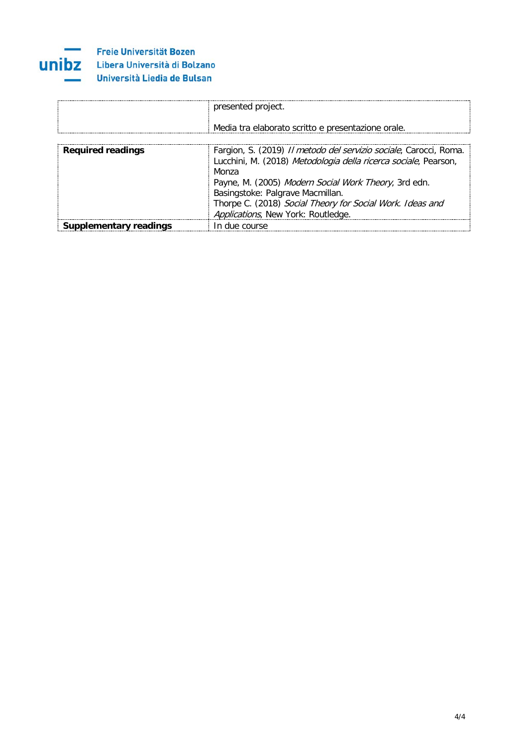| | |
|---|---|
| | presented project.<br><br>Media tra elaborato scritto e presentazione orale. |

| | |
|---|---|
| **Required readings** | Fargion, S. (2019) *Il metodo del servizio sociale*, Carocci, Roma.<br>Lucchini, M. (2018) *Metodologia della ricerca sociale*, Pearson, Monza<br>Payne, M. (2005) *Modern Social Work Theory*, 3rd edn. Basingstoke: Palgrave Macmillan.<br>Thorpe C. (2018) *Social Theory for Social Work. Ideas and Applications*, New York: Routledge. |
| **Supplementary readings** | In due course |